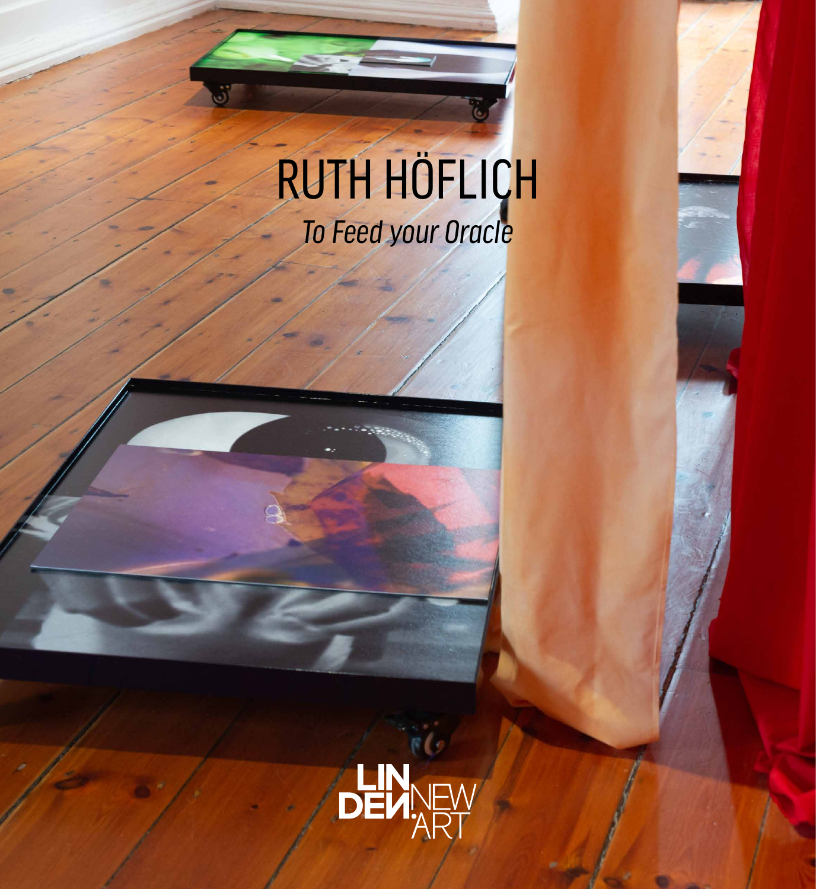# RUTH HÖFLICH

*To Feed your Oracle*

LINDEN NEW ART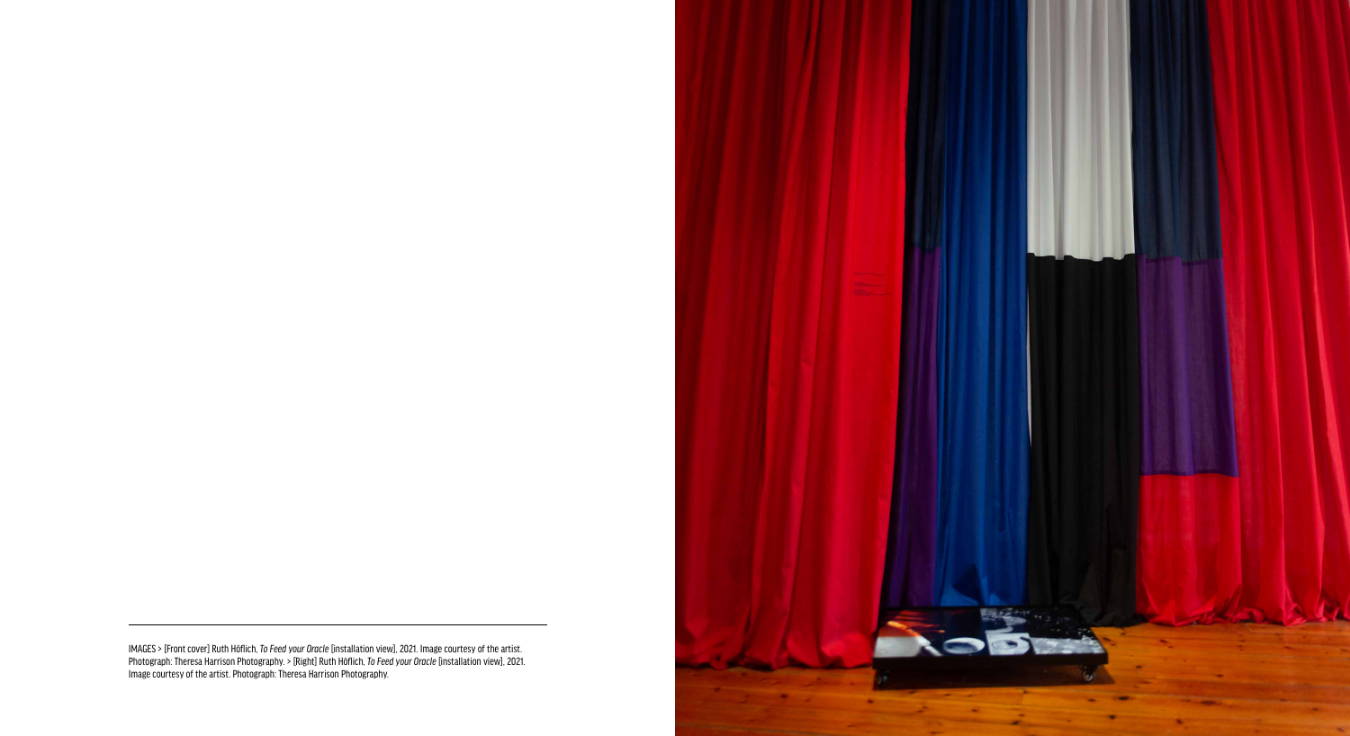IMAGES > [Front cover] Ruth Höflich, *To Feed your Oracle* [installation view], 2021. Image courtesy of the artist. Photograph: Theresa Harrison Photography. > [Right] Ruth Höflich, *To Feed your Oracle* [installation view], 2021. Image courtesy of the artist. Photograph: Theresa Harrison Photography.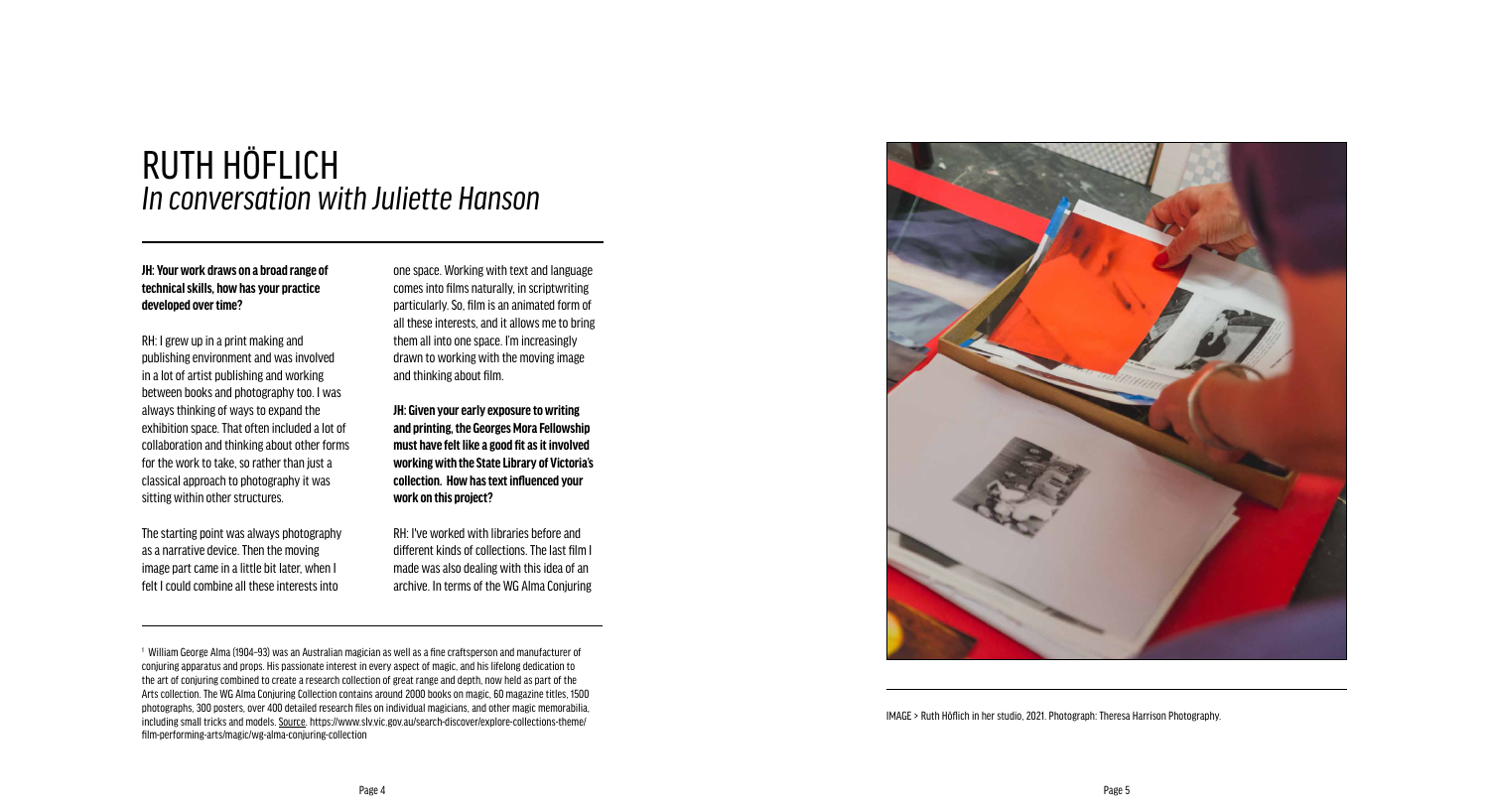# RUTH HÖFLICH

## *In conversation with Juliette Hanson*

**JH: Your work draws on a broad range of technical skills, how has your practice developed over time?**

RH: I grew up in a print making and publishing environment and was involved in a lot of artist publishing and working between books and photography too. I was always thinking of ways to expand the exhibition space. That often included a lot of collaboration and thinking about other forms for the work to take, so rather than just a classical approach to photography it was sitting within other structures.

The starting point was always photography as a narrative device. Then the moving image part came in a little bit later, when I felt I could combine all these interests into one space. Working with text and language comes into films naturally, in scriptwriting particularly. So, film is an animated form of all these interests, and it allows me to bring them all into one space. I'm increasingly drawn to working with the moving image and thinking about film.

**JH: Given your early exposure to writing and printing, the Georges Mora Fellowship must have felt like a good fit as it involved working with the State Library of Victoria's collection. How has text influenced your work on this project?**

RH: I've worked with libraries before and different kinds of collections. The last film I made was also dealing with this idea of an archive. In terms of the WG Alma Conjuring

[1] William George Alma (1904–93) was an Australian magician as well as a fine craftsperson and manufacturer of conjuring apparatus and props. His passionate interest in every aspect of magic, and his lifelong dedication to the art of conjuring combined to create a research collection of great range and depth, now held as part of the Arts collection. The WG Alma Conjuring Collection contains around 2000 books on magic, 60 magazine titles, 1500 photographs, 300 posters, over 400 detailed research files on individual magicians, and other magic memorabilia, including small tricks and models. Source. https://www.slv.vic.gov.au/search-discover/explore-collections-theme/film-performing-arts/magic/wg-alma-conjuring-collection

IMAGE > Ruth Höflich in her studio, 2021. Photograph: Theresa Harrison Photography.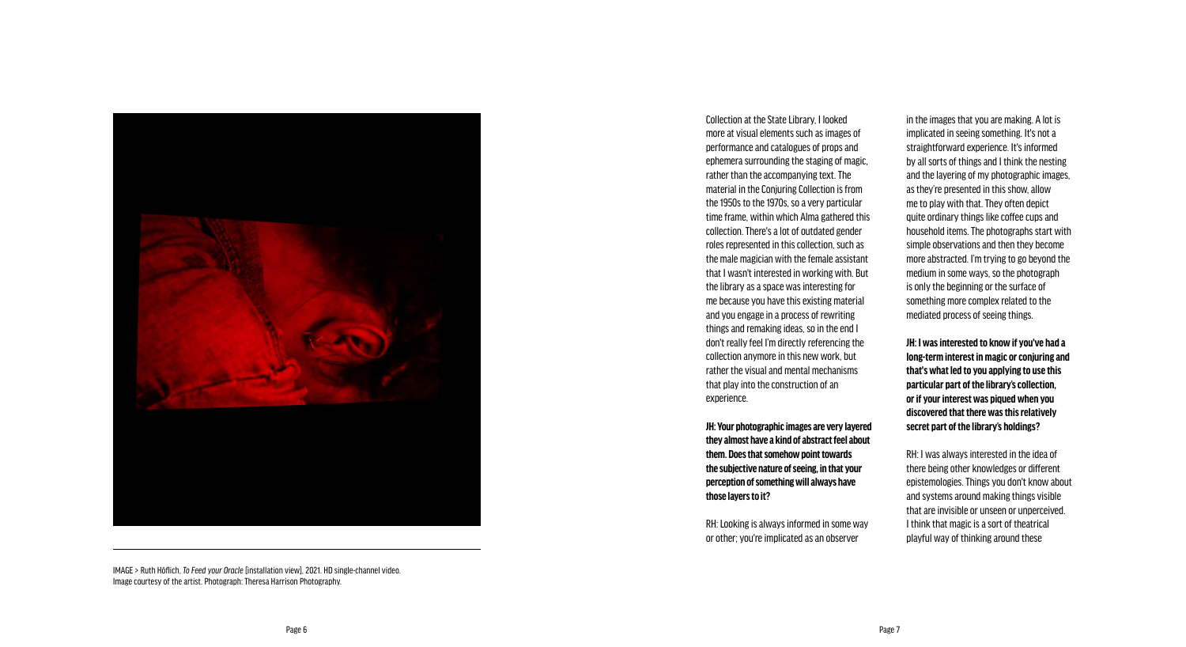IMAGE > Ruth Höflich, *To Feed your Oracle* [installation view], 2021. HD single-channel video. Image courtesy of the artist. Photograph: Theresa Harrison Photography.

Collection at the State Library, I looked more at visual elements such as images of performance and catalogues of props and ephemera surrounding the staging of magic, rather than the accompanying text. The material in the Conjuring Collection is from the 1950s to the 1970s, so a very particular time frame, within which Alma gathered this collection. There's a lot of outdated gender roles represented in this collection, such as the male magician with the female assistant that I wasn't interested in working with. But the library as a space was interesting for me because you have this existing material and you engage in a process of rewriting things and remaking ideas, so in the end I don't really feel I'm directly referencing the collection anymore in this new work, but rather the visual and mental mechanisms that play into the construction of an experience.

**JH: Your photographic images are very layered they almost have a kind of abstract feel about them. Does that somehow point towards the subjective nature of seeing, in that your perception of something will always have those layers to it?**

RH: Looking is always informed in some way or other; you're implicated as an observer in the images that you are making. A lot is implicated in seeing something. It's not a straightforward experience. It's informed by all sorts of things and I think the nesting and the layering of my photographic images, as they're presented in this show, allow me to play with that. They often depict quite ordinary things like coffee cups and household items. The photographs start with simple observations and then they become more abstracted. I'm trying to go beyond the medium in some ways, so the photograph is only the beginning or the surface of something more complex related to the mediated process of seeing things.

**JH: I was interested to know if you've had a long-term interest in magic or conjuring and that's what led to you applying to use this particular part of the library's collection, or if your interest was piqued when you discovered that there was this relatively secret part of the library's holdings?**

RH: I was always interested in the idea of there being other knowledges or different epistemologies. Things you don't know about and systems around making things visible that are invisible or unseen or unperceived. I think that magic is a sort of theatrical playful way of thinking around these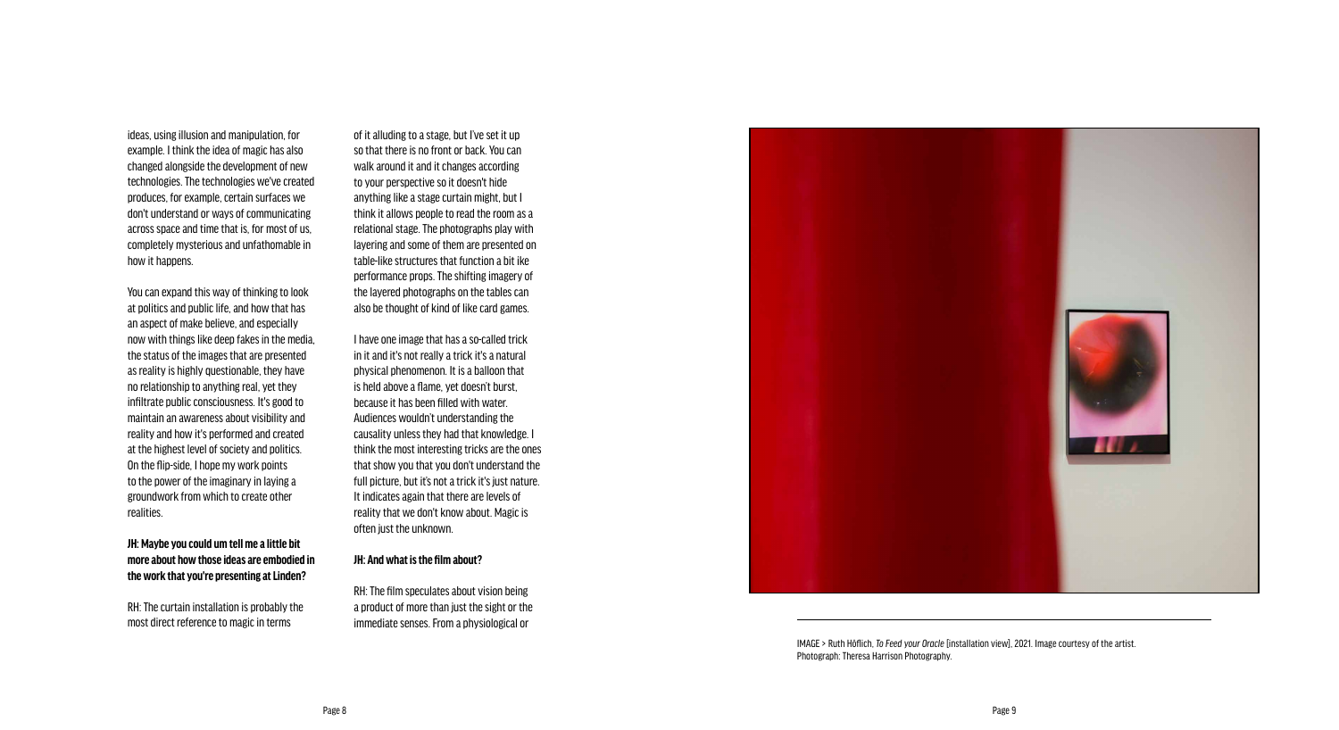ideas, using illusion and manipulation, for example. I think the idea of magic has also changed alongside the development of new technologies. The technologies we've created produces, for example, certain surfaces we don't understand or ways of communicating across space and time that is, for most of us, completely mysterious and unfathomable in how it happens.

You can expand this way of thinking to look at politics and public life, and how that has an aspect of make believe, and especially now with things like deep fakes in the media, the status of the images that are presented as reality is highly questionable, they have no relationship to anything real, yet they infiltrate public consciousness. It's good to maintain an awareness about visibility and reality and how it's performed and created at the highest level of society and politics. On the flip-side, I hope my work points to the power of the imaginary in laying a groundwork from which to create other realities.

**JH: Maybe you could um tell me a little bit more about how those ideas are embodied in the work that you're presenting at Linden?**

RH: The curtain installation is probably the most direct reference to magic in terms of it alluding to a stage, but I've set it up so that there is no front or back. You can walk around it and it changes according to your perspective so it doesn't hide anything like a stage curtain might, but I think it allows people to read the room as a relational stage. The photographs play with layering and some of them are presented on table-like structures that function a bit ike performance props. The shifting imagery of the layered photographs on the tables can also be thought of kind of like card games.

I have one image that has a so-called trick in it and it's not really a trick it's a natural physical phenomenon. It is a balloon that is held above a flame, yet doesn't burst, because it has been filled with water. Audiences wouldn't understanding the causality unless they had that knowledge. I think the most interesting tricks are the ones that show you that you don't understand the full picture, but it's not a trick it's just nature. It indicates again that there are levels of reality that we don't know about. Magic is often just the unknown.

**JH: And what is the film about?**

RH: The film speculates about vision being a product of more than just the sight or the immediate senses. From a physiological or

IMAGE > Ruth Höflich, *To Feed your Oracle* [installation view], 2021. Image courtesy of the artist. Photograph: Theresa Harrison Photography.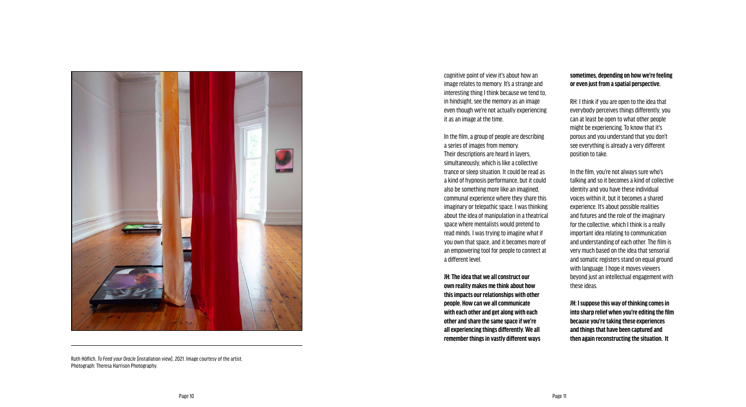Ruth Höflich, *To Feed your Oracle* [installation view], 2021. Image courtesy of the artist. Photograph: Theresa Harrison Photography.

cognitive point of view it's about how an image relates to memory. It's a strange and interesting thing I think because we tend to, in hindsight, see the memory as an image even though we're not actually experiencing it as an image at the time.

In the film, a group of people are describing a series of images from memory. Their descriptions are heard in layers, simultaneously, which is like a collective trance or sleep situation. It could be read as a kind of hypnosis performance, but it could also be something more like an imagined, communal experience where they share this imaginary or telepathic space. I was thinking about the idea of manipulation in a theatrical space where mentalists would pretend to read minds. I was trying to imagine what if you own that space, and it becomes more of an empowering tool for people to connect at a different level.

**JH: The idea that we all construct our own reality makes me think about how this impacts our relationships with other people. How can we all communicate with each other and get along with each other and share the same space if we're all experiencing things differently. We all remember things in vastly different ways sometimes, depending on how we're feeling or even just from a spatial perspective.**

RH: I think if you are open to the idea that everybody perceives things differently, you can at least be open to what other people might be experiencing. To know that it's porous and you understand that you don't see everything is already a very different position to take.

In the film, you're not always sure who's talking and so it becomes a kind of collective identity and you have these individual voices within it, but it becomes a shared experience. It's about possible realities and futures and the role of the imaginary for the collective, which I think is a really important idea relating to communication and understanding of each other. The film is very much based on the idea that sensorial and somatic registers stand on equal ground with language. I hope it moves viewers beyond just an intellectual engagement with these ideas.

**JH: I suppose this way of thinking comes in into sharp relief when you're editing the film because you're taking these experiences and things that have been captured and then again reconstructing the situation. It**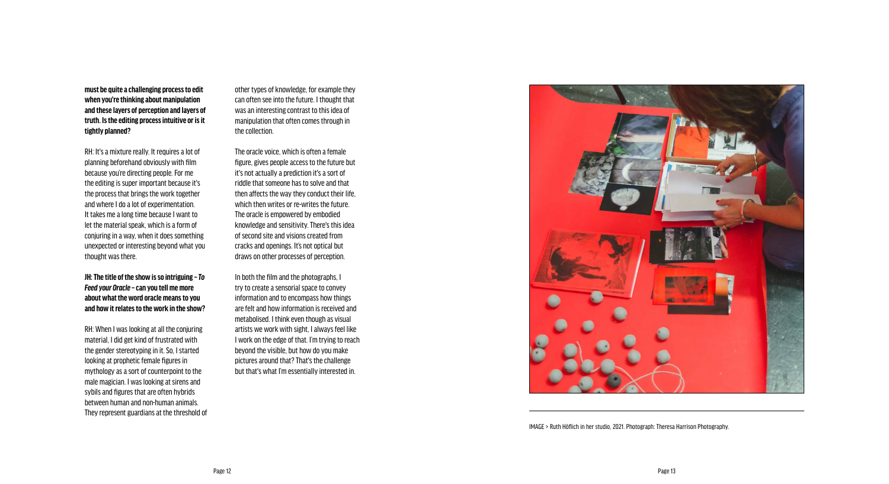**must be quite a challenging process to edit when you're thinking about manipulation and these layers of perception and layers of truth. Is the editing process intuitive or is it tightly planned?**

RH: It's a mixture really. It requires a lot of planning beforehand obviously with film because you're directing people. For me the editing is super important because it's the process that brings the work together and where I do a lot of experimentation. It takes me a long time because I want to let the material speak, which is a form of conjuring in a way, when it does something unexpected or interesting beyond what you thought was there.

**JH: The title of the show is so intriguing – *To Feed your Oracle* – can you tell me more about what the word oracle means to you and how it relates to the work in the show?**

RH: When I was looking at all the conjuring material, I did get kind of frustrated with the gender stereotyping in it. So, I started looking at prophetic female figures in mythology as a sort of counterpoint to the male magician. I was looking at sirens and sybils and figures that are often hybrids between human and non-human animals. They represent guardians at the threshold of other types of knowledge, for example they can often see into the future. I thought that was an interesting contrast to this idea of manipulation that often comes through in the collection.

The oracle voice, which is often a female figure, gives people access to the future but it's not actually a prediction it's a sort of riddle that someone has to solve and that then affects the way they conduct their life, which then writes or re-writes the future. The oracle is empowered by embodied knowledge and sensitivity. There's this idea of second site and visions created from cracks and openings. It's not optical but draws on other processes of perception.

In both the film and the photographs, I try to create a sensorial space to convey information and to encompass how things are felt and how information is received and metabolised. I think even though as visual artists we work with sight, I always feel like I work on the edge of that. I'm trying to reach beyond the visible, but how do you make pictures around that? That's the challenge but that's what I'm essentially interested in.

IMAGE > Ruth Höflich in her studio, 2021. Photograph: Theresa Harrison Photography.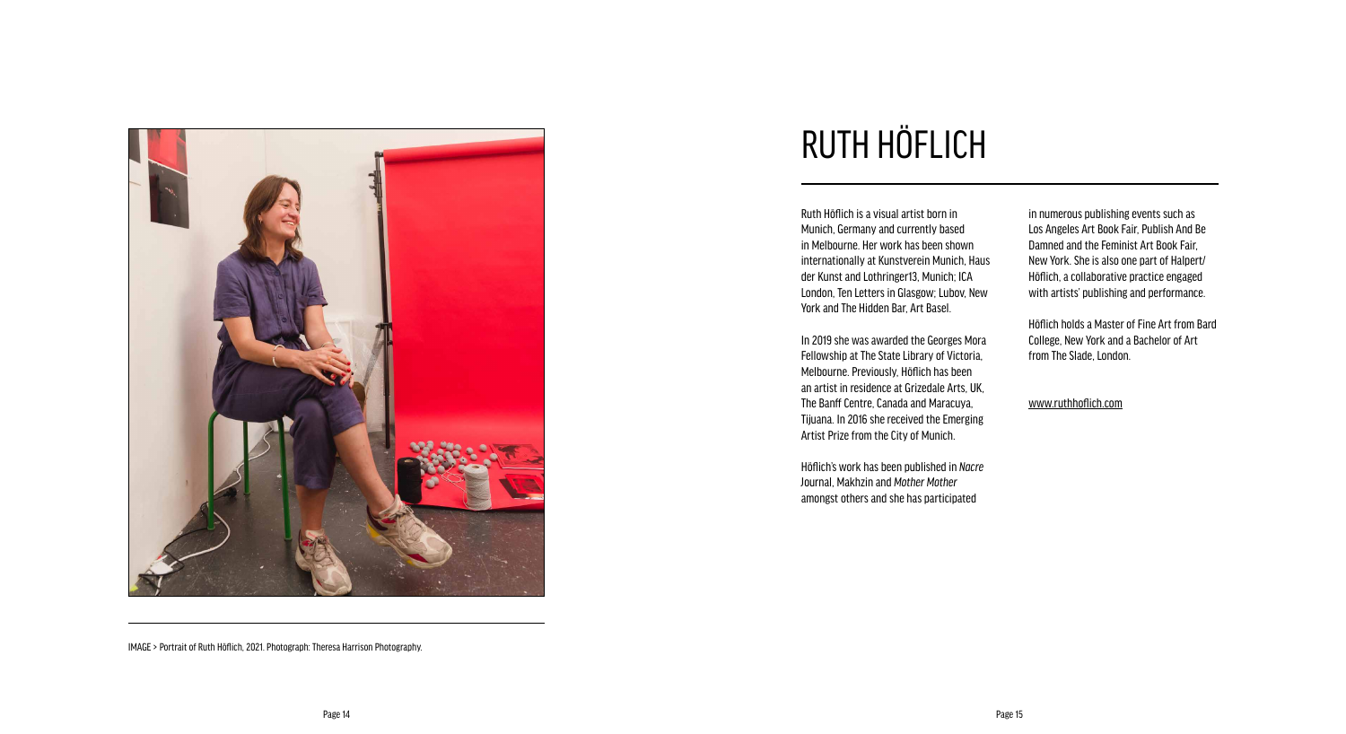# RUTH HÖFLICH

Ruth Höflich is a visual artist born in Munich, Germany and currently based in Melbourne. Her work has been shown internationally at Kunstverein Munich, Haus der Kunst and Lothringer13, Munich; ICA London, Ten Letters in Glasgow; Lubov, New York and The Hidden Bar, Art Basel.

In 2019 she was awarded the Georges Mora Fellowship at The State Library of Victoria, Melbourne. Previously, Höflich has been an artist in residence at Grizedale Arts, UK, The Banff Centre, Canada and Maracuya, Tijuana. In 2016 she received the Emerging Artist Prize from the City of Munich.

Höflich's work has been published in *Nacre* Journal, Makhzin and *Mother Mother* amongst others and she has participated in numerous publishing events such as Los Angeles Art Book Fair, Publish And Be Damned and the Feminist Art Book Fair, New York. She is also one part of Halpert/Höflich, a collaborative practice engaged with artists' publishing and performance.

Höflich holds a Master of Fine Art from Bard College, New York and a Bachelor of Art from The Slade, London.

www.ruthhoflich.com

IMAGE > Portrait of Ruth Höflich, 2021. Photograph: Theresa Harrison Photography.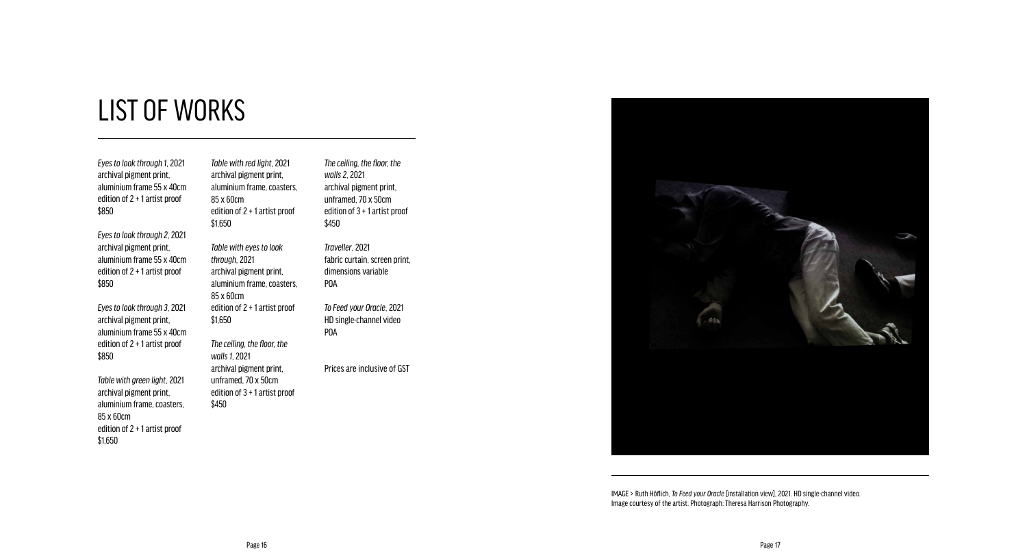# LIST OF WORKS

*Eyes to look through 1*, 2021
archival pigment print,
aluminium frame 55 x 40cm
edition of 2 + 1 artist proof
$850

*Eyes to look through 2*, 2021
archival pigment print,
aluminium frame 55 x 40cm
edition of 2 + 1 artist proof
$850

*Eyes to look through 3*, 2021
archival pigment print,
aluminium frame 55 x 40cm
edition of 2 + 1 artist proof
$850

*Table with green light*, 2021
archival pigment print,
aluminium frame, coasters,
85 x 60cm
edition of 2 + 1 artist proof
$1,650

*Table with red light*, 2021
archival pigment print,
aluminium frame, coasters,
85 x 60cm
edition of 2 + 1 artist proof
$1,650

*Table with eyes to look through*, 2021
archival pigment print,
aluminium frame, coasters,
85 x 60cm
edition of 2 + 1 artist proof
$1,650

*The ceiling, the floor, the walls 1*, 2021
archival pigment print,
unframed, 70 x 50cm
edition of 3 + 1 artist proof
$450

*The ceiling, the floor, the walls 2*, 2021
archival pigment print,
unframed, 70 x 50cm
edition of 3 + 1 artist proof
$450

*Traveller*, 2021
fabric curtain, screen print,
dimensions variable
POA

*To Feed your Oracle*, 2021
HD single-channel video
POA

Prices are inclusive of GST

IMAGE > Ruth Höflich, *To Feed your Oracle* [installation view], 2021. HD single-channel video. Image courtesy of the artist. Photograph: Theresa Harrison Photography.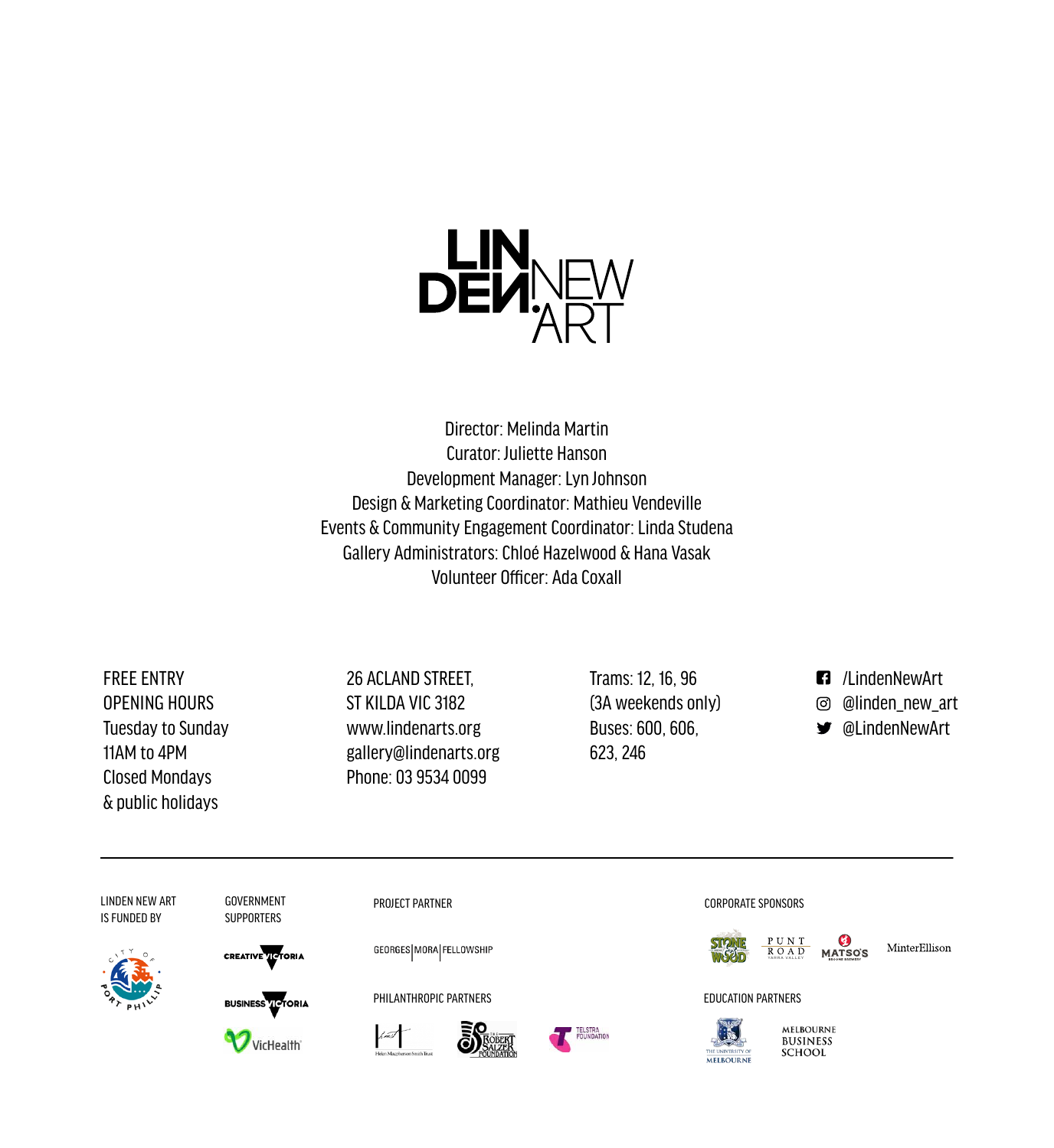LINDEN NEW ART

Director: Melinda Martin
Curator: Juliette Hanson
Development Manager: Lyn Johnson
Design & Marketing Coordinator: Mathieu Vendeville
Events & Community Engagement Coordinator: Linda Studena
Gallery Administrators: Chloé Hazelwood & Hana Vasak
Volunteer Officer: Ada Coxall

FREE ENTRY
OPENING HOURS
Tuesday to Sunday
11AM to 4PM
Closed Mondays
& public holidays

26 ACLAND STREET,
ST KILDA VIC 3182
www.lindenarts.org
gallery@lindenarts.org
Phone: 03 9534 0099

Trams: 12, 16, 96
(3A weekends only)
Buses: 600, 606,
623, 246

/LindenNewArt
@linden_new_art
@LindenNewArt

---

LINDEN NEW ART IS FUNDED BY

City of Port Phillip

GOVERNMENT SUPPORTERS

Creative Victoria
Business Victoria
VicHealth

PROJECT PARTNER

Georges | Mora | Fellowship

PHILANTHROPIC PARTNERS

Helen Macpherson Smith Trust
The Robert Salzer Foundation
Telstra Foundation

CORPORATE SPONSORS

Stone & Wood
Punt Road Yarra Valley
Matso's
MinterEllison

EDUCATION PARTNERS

The University of Melbourne
Melbourne Business School